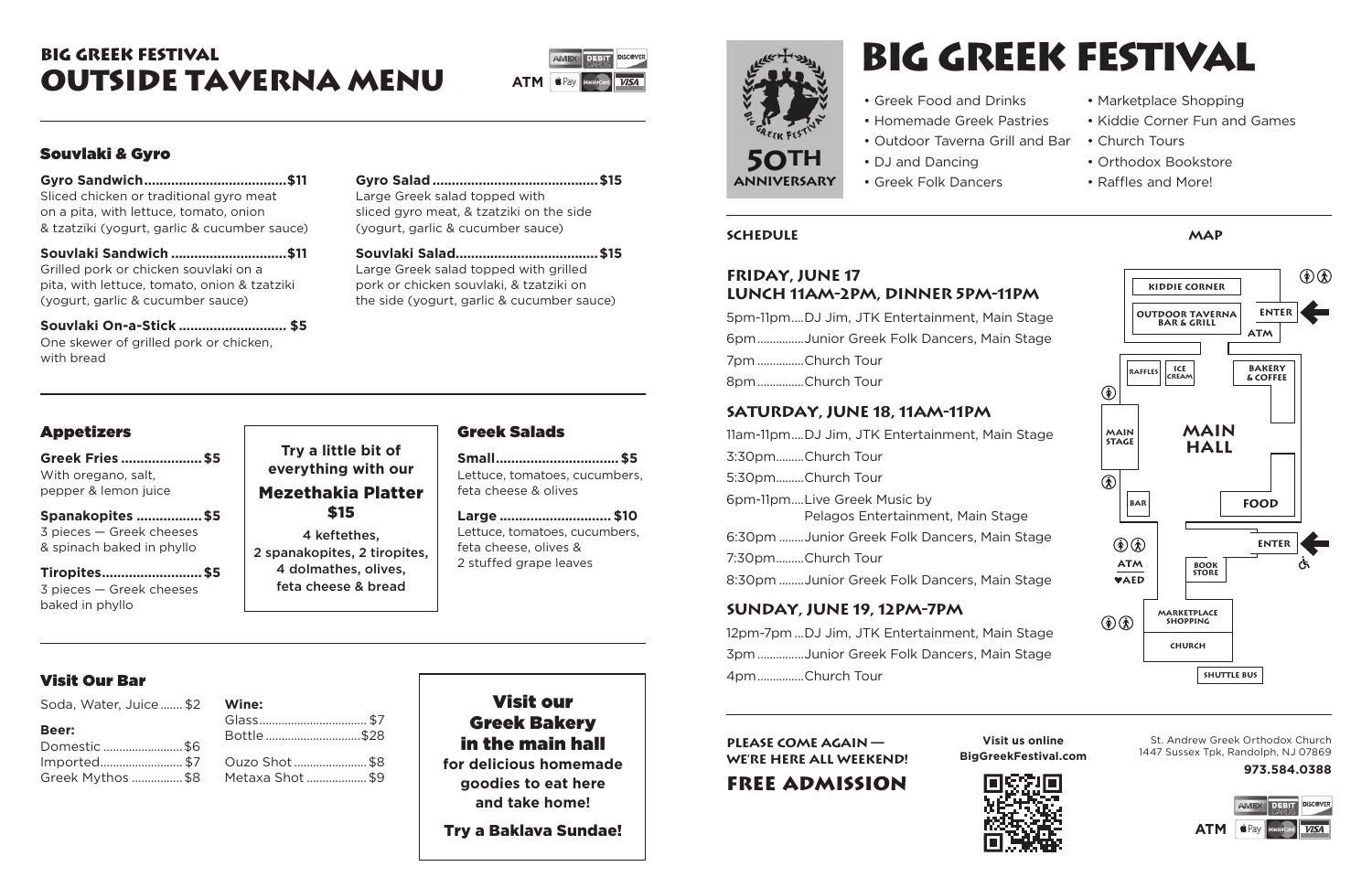# BIG GREEK FESTIVAL
# OUTSIDE TAVERNA MENU

ATM — AMEX, DEBIT CARDS, DISCOVER, Apple Pay, MasterCard, VISA

## Souvlaki & Gyro

**Gyro Sandwich.....................................$11**
Sliced chicken or traditional gyro meat on a pita, with lettuce, tomato, onion & tzatziki (yogurt, garlic & cucumber sauce)

**Souvlaki Sandwich ..............................$11**
Grilled pork or chicken souvlaki on a pita, with lettuce, tomato, onion & tzatziki (yogurt, garlic & cucumber sauce)

**Souvlaki On-a-Stick ............................ $5**
One skewer of grilled pork or chicken, with bread

**Gyro Salad ...........................................$15**
Large Greek salad topped with sliced gyro meat, & tzatziki on the side (yogurt, garlic & cucumber sauce)

**Souvlaki Salad.....................................$15**
Large Greek salad topped with grilled pork or chicken souvlaki, & tzatziki on the side (yogurt, garlic & cucumber sauce)

## Appetizers

**Greek Fries .....................$5**
With oregano, salt, pepper & lemon juice

**Spanakopites .................$5**
3 pieces — Greek cheeses & spinach baked in phyllo

**Tiropites..........................$5**
3 pieces — Greek cheeses baked in phyllo

**Try a little bit of everything with our**

**Mezethakia Platter**
**$15**

4 keftethes,
2 spanakopites, 2 tiropites,
4 dolmathes, olives,
feta cheese & bread

## Greek Salads

**Small................................$5**
Lettuce, tomatoes, cucumbers, feta cheese & olives

**Large ............................. $10**
Lettuce, tomatoes, cucumbers, feta cheese, olives & 2 stuffed grape leaves

## Visit Our Bar

Soda, Water, Juice....... $2

**Beer:**
Domestic ......................... $6
Imported.......................... $7
Greek Mythos ................ $8

**Wine:**
Glass.................................. $7
Bottle ..............................$28

Ouzo Shot ....................... $8
Metaxa Shot ................... $9

**Visit our Greek Bakery in the main hall**
**for delicious homemade goodies to eat here and take home!**

**Try a Baklava Sundae!**

# BIG GREEK FESTIVAL

50TH ANNIVERSARY

- Greek Food and Drinks
- Homemade Greek Pastries
- Outdoor Taverna Grill and Bar
- DJ and Dancing
- Greek Folk Dancers
- Marketplace Shopping
- Kiddie Corner Fun and Games
- Church Tours
- Orthodox Bookstore
- Raffles and More!

## SCHEDULE

### FRIDAY, JUNE 17
### LUNCH 11AM-2PM, DINNER 5PM-11PM

5pm-11pm....DJ Jim, JTK Entertainment, Main Stage
6pm...............Junior Greek Folk Dancers, Main Stage
7pm ...............Church Tour
8pm ...............Church Tour

### SATURDAY, JUNE 18, 11AM-11PM

11am-11pm....DJ Jim, JTK Entertainment, Main Stage
3:30pm.........Church Tour
5:30pm.........Church Tour
6pm-11pm....Live Greek Music by Pelagos Entertainment, Main Stage
6:30pm ........Junior Greek Folk Dancers, Main Stage
7:30pm.........Church Tour
8:30pm ........Junior Greek Folk Dancers, Main Stage

### SUNDAY, JUNE 19, 12PM-7PM

12pm-7pm ...DJ Jim, JTK Entertainment, Main Stage
3pm ...............Junior Greek Folk Dancers, Main Stage
4pm...............Church Tour

## MAP

KIDDIE CORNER · OUTDOOR TAVERNA BAR & GRILL · ENTER · ATM · RAFFLES · ICE CREAM · BAKERY & COFFEE · MAIN STAGE · MAIN HALL · BAR · FOOD · ENTER · ATM · AED · BOOK STORE · MARKETPLACE SHOPPING · CHURCH · SHUTTLE BUS

**PLEASE COME AGAIN — WE'RE HERE ALL WEEKEND!**

**FREE ADMISSION**

**Visit us online**
**BigGreekFestival.com**

St. Andrew Greek Orthodox Church
1447 Sussex Tpk, Randolph, NJ 07869

**973.584.0388**

ATM — AMEX, DEBIT CARDS, DISCOVER, Apple Pay, MasterCard, VISA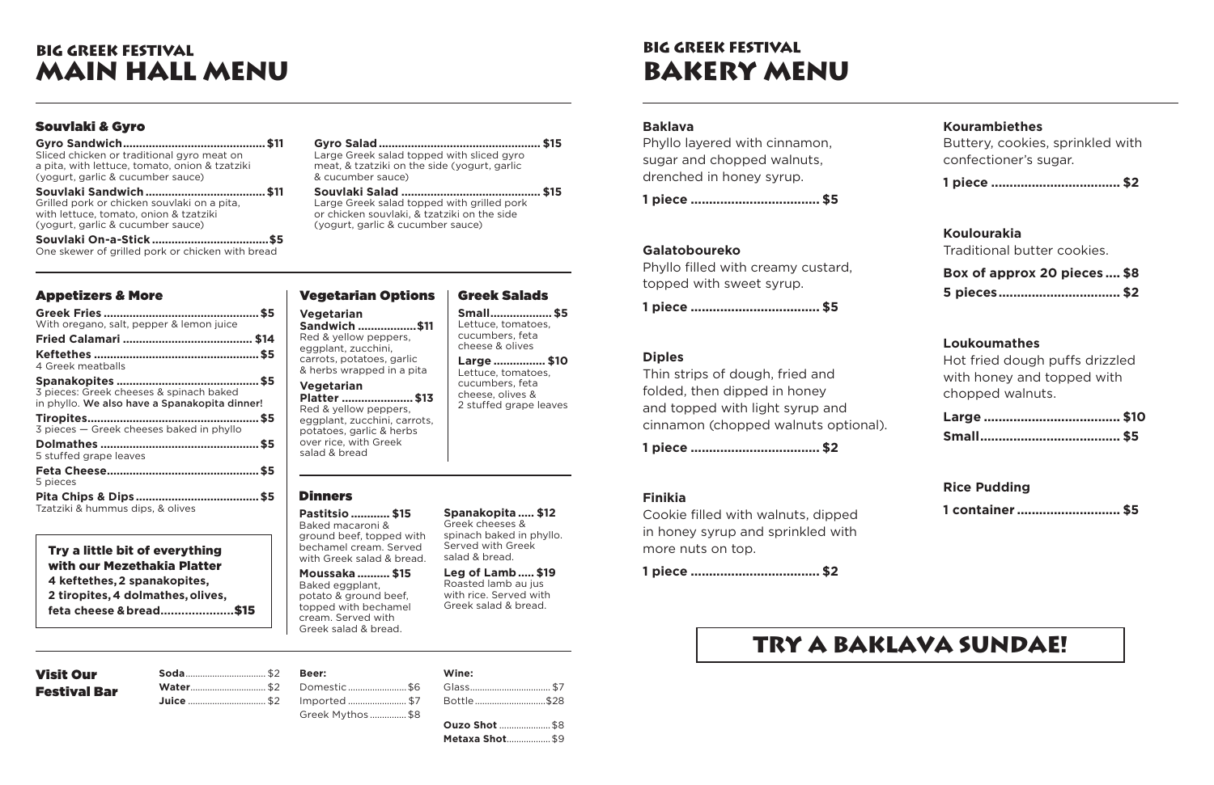# BIG GREEK FESTIVAL
# MAIN HALL MENU

## Souvlaki & Gyro

**Gyro Sandwich............................................ $11**
Sliced chicken or traditional gyro meat on a pita, with lettuce, tomato, onion & tzatziki (yogurt, garlic & cucumber sauce)

**Souvlaki Sandwich.................................... $11**
Grilled pork or chicken souvlaki on a pita, with lettuce, tomato, onion & tzatziki (yogurt, garlic & cucumber sauce)

**Souvlaki On-a-Stick.................................... $5**
One skewer of grilled pork or chicken with bread

**Gyro Salad.................................................. $15**
Large Greek salad topped with sliced gyro meat, & tzatziki on the side (yogurt, garlic & cucumber sauce)

**Souvlaki Salad ........................................... $15**
Large Greek salad topped with grilled pork or chicken souvlaki, & tzatziki on the side (yogurt, garlic & cucumber sauce)

## Appetizers & More

**Greek Fries ............................................... $5**
With oregano, salt, pepper & lemon juice

**Fried Calamari ....................................... $14**

**Keftethes .................................................. $5**
4 Greek meatballs

**Spanakopites ........................................... $5**
3 pieces: Greek cheeses & spinach baked in phyllo. **We also have a Spanakopita dinner!**

**Tiropites.................................................... $5**
3 pieces — Greek cheeses baked in phyllo

**Dolmathes ................................................ $5**
5 stuffed grape leaves

**Feta Cheese.............................................. $5**
5 pieces

**Pita Chips & Dips...................................... $5**
Tzatziki & hummus dips, & olives

**Try a little bit of everything with our Mezethakia Platter**
**4 keftethes, 2 spanakopites, 2 tiropites, 4 dolmathes, olives, feta cheese & bread.....................$15**

## Vegetarian Options

**Vegetarian Sandwich ..................$11**
Red & yellow peppers, eggplant, zucchini, carrots, potatoes, garlic & herbs wrapped in a pita

**Vegetarian Platter ...................... $13**
Red & yellow peppers, eggplant, zucchini, carrots, potatoes, garlic & herbs over rice, with Greek salad & bread

## Greek Salads

**Small.................. $5**
Lettuce, tomatoes, cucumbers, feta cheese & olives

**Large ................ $10**
Lettuce, tomatoes, cucumbers, feta cheese, olives & 2 stuffed grape leaves

## Dinners

**Pastitsio ............ $15**
Baked macaroni & ground beef, topped with bechamel cream. Served with Greek salad & bread.

**Moussaka .......... $15**
Baked eggplant, potato & ground beef, topped with bechamel cream. Served with Greek salad & bread.

**Spanakopita ..... $12**
Greek cheeses & spinach baked in phyllo. Served with Greek salad & bread.

**Leg of Lamb..... $19**
Roasted lamb au jus with rice. Served with Greek salad & bread.

## Visit Our Festival Bar

**Soda**................................. $2
**Water**............................... $2
**Juice** ................................ $2

**Beer:**
Domestic ........................ $6
Imported ........................ $7
Greek Mythos ............... $8

**Wine:**
Glass................................. $7
Bottle ............................ $28

**Ouzo Shot** ..................... $8
**Metaxa Shot**.................. $9

# BIG GREEK FESTIVAL
# BAKERY MENU

**Baklava**
Phyllo layered with cinnamon, sugar and chopped walnuts, drenched in honey syrup.

**1 piece .................................. $5**

**Galatoboureko**
Phyllo filled with creamy custard, topped with sweet syrup.

**1 piece .................................. $5**

**Diples**
Thin strips of dough, fried and folded, then dipped in honey and topped with light syrup and cinnamon (chopped walnuts optional).

**1 piece .................................. $2**

**Finikia**
Cookie filled with walnuts, dipped in honey syrup and sprinkled with more nuts on top.

**1 piece .................................. $2**

**Kourambiethes**
Buttery, cookies, sprinkled with confectioner's sugar.

**1 piece .................................. $2**

**Koulourakia**
Traditional butter cookies.

**Box of approx 20 pieces .... $8**
**5 pieces................................ $2**

**Loukoumathes**
Hot fried dough puffs drizzled with honey and topped with chopped walnuts.

**Large .................................... $10**
**Small..................................... $5**

**Rice Pudding**

**1 container ........................... $5**

**TRY A BAKLAVA SUNDAE!**